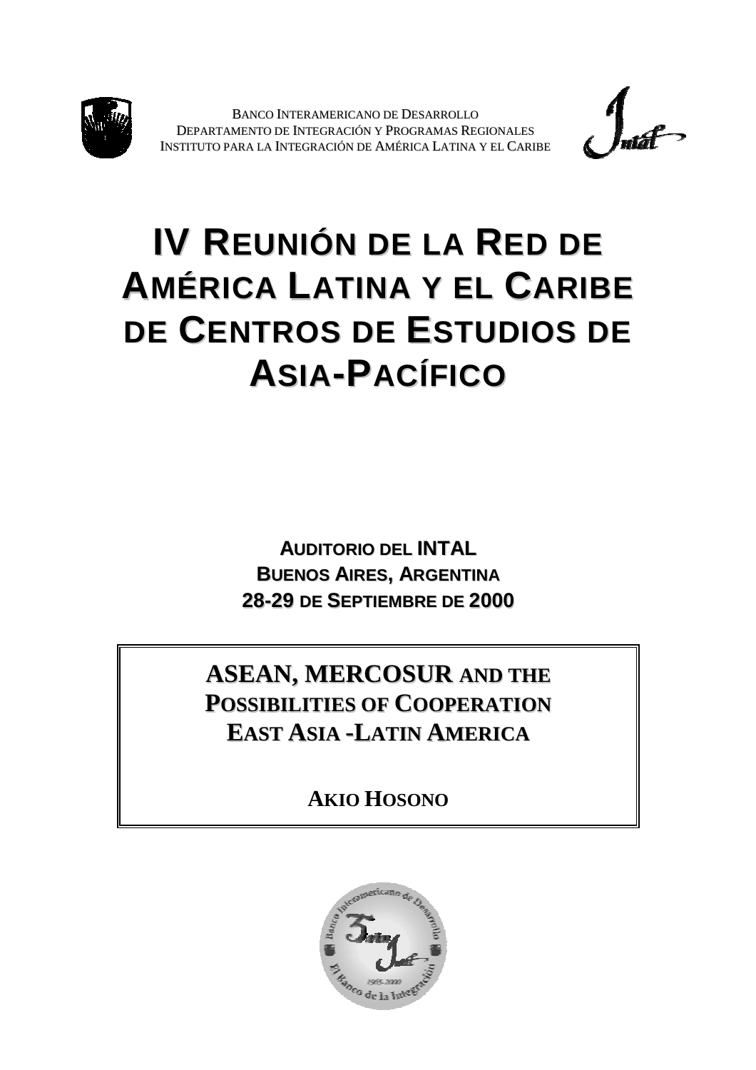BANCO INTERAMERICANO DE DESARROLLO
DEPARTAMENTO DE INTEGRACIÓN Y PROGRAMAS REGIONALES
INSTITUTO PARA LA INTEGRACIÓN DE AMÉRICA LATINA Y EL CARIBE

# IV REUNIÓN DE LA RED DE AMÉRICA LATINA Y EL CARIBE DE CENTROS DE ESTUDIOS DE ASIA-PACÍFICO

**AUDITORIO DEL INTAL**
**BUENOS AIRES, ARGENTINA**
**28-29 DE SEPTIEMBRE DE 2000**

## ASEAN, MERCOSUR AND THE POSSIBILITIES OF COOPERATION EAST ASIA -LATIN AMERICA

**AKIO HOSONO**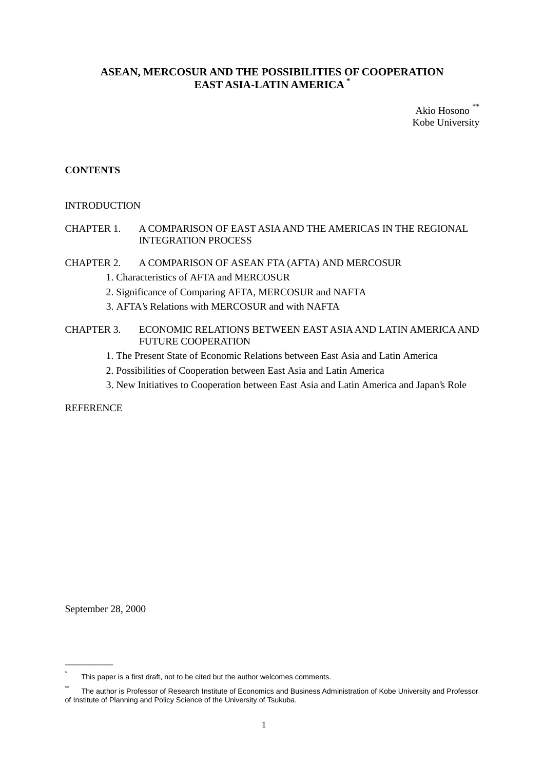# ASEAN, MERCOSUR AND THE POSSIBILITIES OF COOPERATION EAST ASIA-LATIN AMERICA *

Akio Hosono **
Kobe University

**CONTENTS**

INTRODUCTION

CHAPTER 1. A COMPARISON OF EAST ASIA AND THE AMERICAS IN THE REGIONAL INTEGRATION PROCESS

CHAPTER 2. A COMPARISON OF ASEAN FTA (AFTA) AND MERCOSUR

1. Characteristics of AFTA and MERCOSUR
2. Significance of Comparing AFTA, MERCOSUR and NAFTA
3. AFTA's Relations with MERCOSUR and with NAFTA

CHAPTER 3. ECONOMIC RELATIONS BETWEEN EAST ASIA AND LATIN AMERICA AND FUTURE COOPERATION

1. The Present State of Economic Relations between East Asia and Latin America
2. Possibilities of Cooperation between East Asia and Latin America
3. New Initiatives to Cooperation between East Asia and Latin America and Japan's Role

REFERENCE

September 28, 2000

---

* This paper is a first draft, not to be cited but the author welcomes comments.

** The author is Professor of Research Institute of Economics and Business Administration of Kobe University and Professor of Institute of Planning and Policy Science of the University of Tsukuba.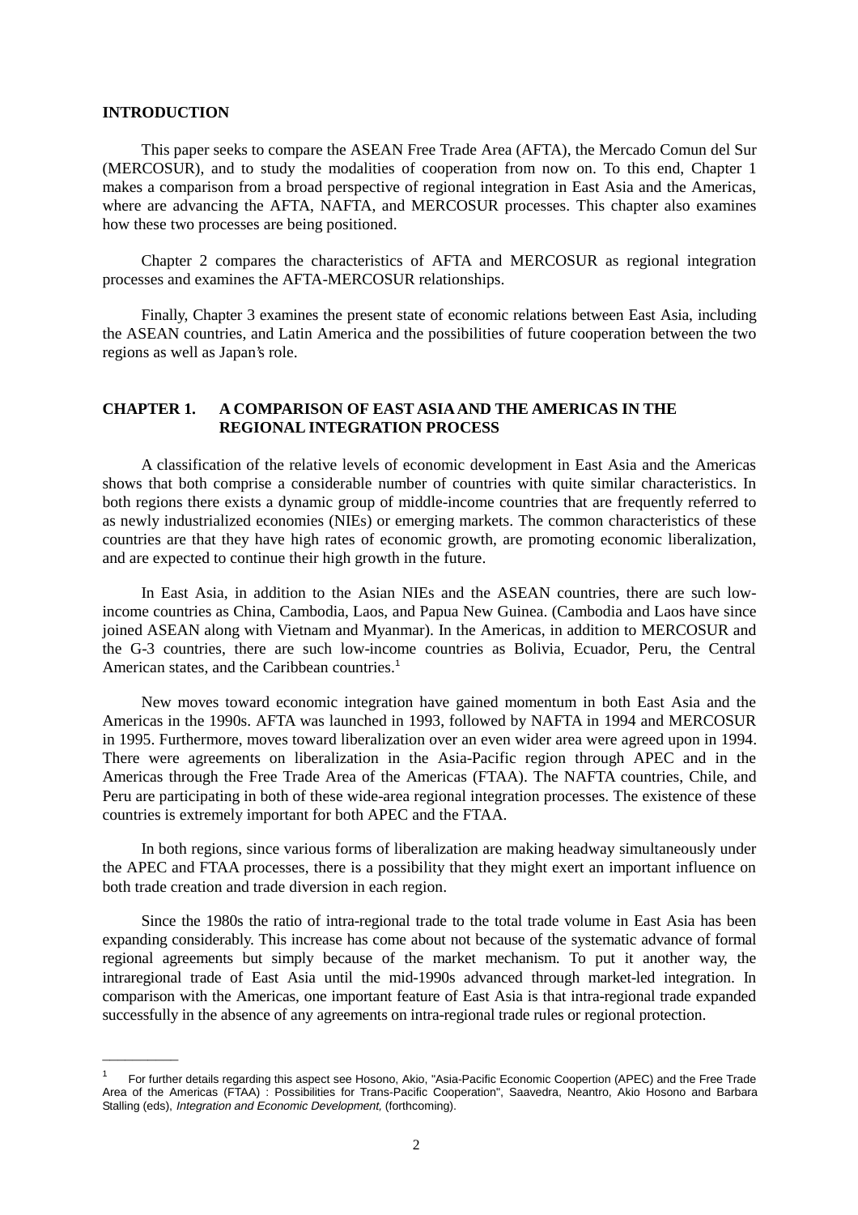## INTRODUCTION

This paper seeks to compare the ASEAN Free Trade Area (AFTA), the Mercado Comun del Sur (MERCOSUR), and to study the modalities of cooperation from now on. To this end, Chapter 1 makes a comparison from a broad perspective of regional integration in East Asia and the Americas, where are advancing the AFTA, NAFTA, and MERCOSUR processes. This chapter also examines how these two processes are being positioned.

Chapter 2 compares the characteristics of AFTA and MERCOSUR as regional integration processes and examines the AFTA-MERCOSUR relationships.

Finally, Chapter 3 examines the present state of economic relations between East Asia, including the ASEAN countries, and Latin America and the possibilities of future cooperation between the two regions as well as Japan's role.

## CHAPTER 1. A COMPARISON OF EAST ASIA AND THE AMERICAS IN THE REGIONAL INTEGRATION PROCESS

A classification of the relative levels of economic development in East Asia and the Americas shows that both comprise a considerable number of countries with quite similar characteristics. In both regions there exists a dynamic group of middle-income countries that are frequently referred to as newly industrialized economies (NIEs) or emerging markets. The common characteristics of these countries are that they have high rates of economic growth, are promoting economic liberalization, and are expected to continue their high growth in the future.

In East Asia, in addition to the Asian NIEs and the ASEAN countries, there are such low-income countries as China, Cambodia, Laos, and Papua New Guinea. (Cambodia and Laos have since joined ASEAN along with Vietnam and Myanmar). In the Americas, in addition to MERCOSUR and the G-3 countries, there are such low-income countries as Bolivia, Ecuador, Peru, the Central American states, and the Caribbean countries.[1]

New moves toward economic integration have gained momentum in both East Asia and the Americas in the 1990s. AFTA was launched in 1993, followed by NAFTA in 1994 and MERCOSUR in 1995. Furthermore, moves toward liberalization over an even wider area were agreed upon in 1994. There were agreements on liberalization in the Asia-Pacific region through APEC and in the Americas through the Free Trade Area of the Americas (FTAA). The NAFTA countries, Chile, and Peru are participating in both of these wide-area regional integration processes. The existence of these countries is extremely important for both APEC and the FTAA.

In both regions, since various forms of liberalization are making headway simultaneously under the APEC and FTAA processes, there is a possibility that they might exert an important influence on both trade creation and trade diversion in each region.

Since the 1980s the ratio of intra-regional trade to the total trade volume in East Asia has been expanding considerably. This increase has come about not because of the systematic advance of formal regional agreements but simply because of the market mechanism. To put it another way, the intraregional trade of East Asia until the mid-1990s advanced through market-led integration. In comparison with the Americas, one important feature of East Asia is that intra-regional trade expanded successfully in the absence of any agreements on intra-regional trade rules or regional protection.

---

[1] For further details regarding this aspect see Hosono, Akio, "Asia-Pacific Economic Coopertion (APEC) and the Free Trade Area of the Americas (FTAA) : Possibilities for Trans-Pacific Cooperation", Saavedra, Neantro, Akio Hosono and Barbara Stalling (eds), *Integration and Economic Development,* (forthcoming).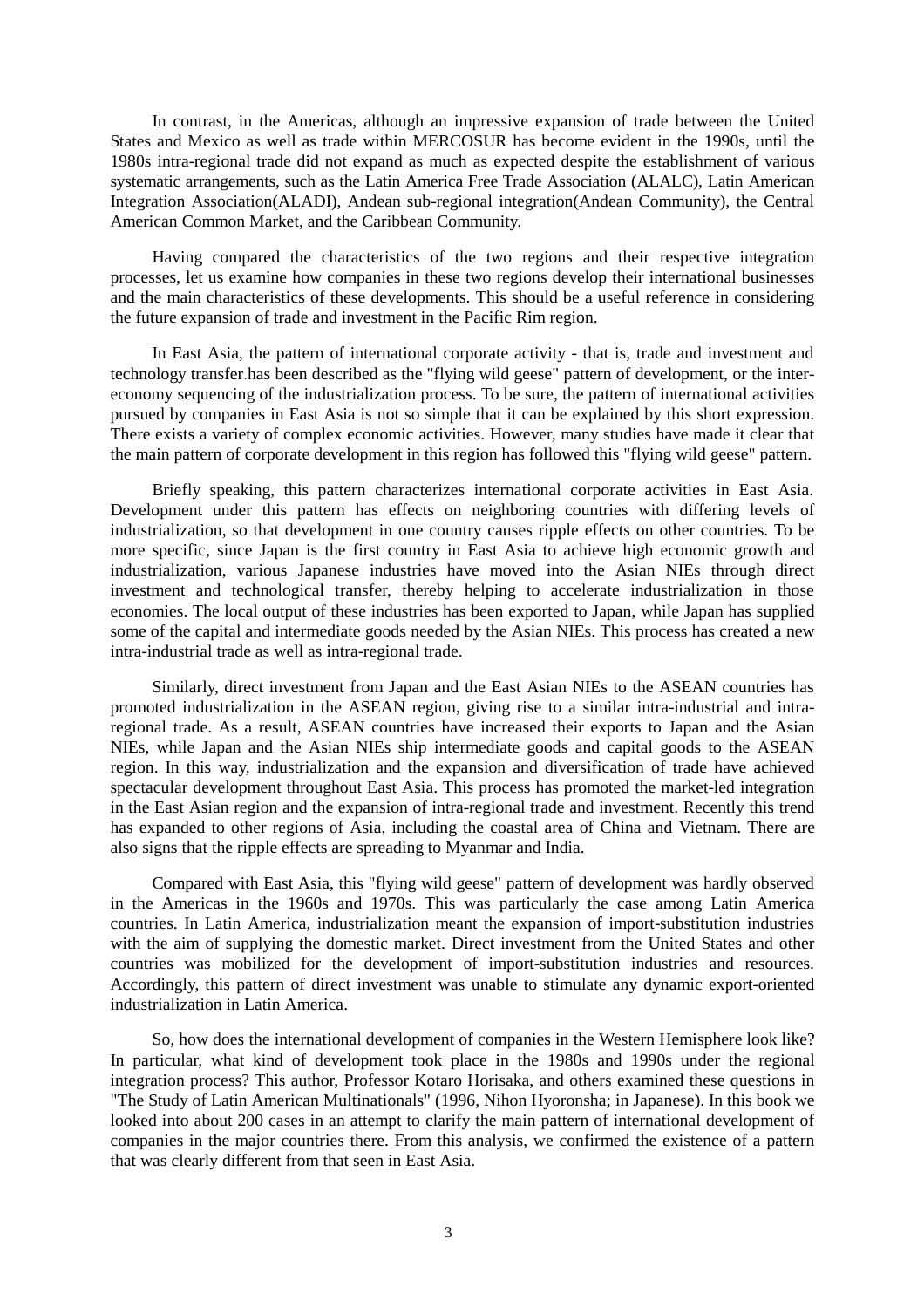In contrast, in the Americas, although an impressive expansion of trade between the United States and Mexico as well as trade within MERCOSUR has become evident in the 1990s, until the 1980s intra-regional trade did not expand as much as expected despite the establishment of various systematic arrangements, such as the Latin America Free Trade Association (ALALC), Latin American Integration Association(ALADI), Andean sub-regional integration(Andean Community), the Central American Common Market, and the Caribbean Community.

Having compared the characteristics of the two regions and their respective integration processes, let us examine how companies in these two regions develop their international businesses and the main characteristics of these developments. This should be a useful reference in considering the future expansion of trade and investment in the Pacific Rim region.

In East Asia, the pattern of international corporate activity - that is, trade and investment and technology transfer has been described as the "flying wild geese" pattern of development, or the inter-economy sequencing of the industrialization process. To be sure, the pattern of international activities pursued by companies in East Asia is not so simple that it can be explained by this short expression. There exists a variety of complex economic activities. However, many studies have made it clear that the main pattern of corporate development in this region has followed this "flying wild geese" pattern.

Briefly speaking, this pattern characterizes international corporate activities in East Asia. Development under this pattern has effects on neighboring countries with differing levels of industrialization, so that development in one country causes ripple effects on other countries. To be more specific, since Japan is the first country in East Asia to achieve high economic growth and industrialization, various Japanese industries have moved into the Asian NIEs through direct investment and technological transfer, thereby helping to accelerate industrialization in those economies. The local output of these industries has been exported to Japan, while Japan has supplied some of the capital and intermediate goods needed by the Asian NIEs. This process has created a new intra-industrial trade as well as intra-regional trade.

Similarly, direct investment from Japan and the East Asian NIEs to the ASEAN countries has promoted industrialization in the ASEAN region, giving rise to a similar intra-industrial and intra-regional trade. As a result, ASEAN countries have increased their exports to Japan and the Asian NIEs, while Japan and the Asian NIEs ship intermediate goods and capital goods to the ASEAN region. In this way, industrialization and the expansion and diversification of trade have achieved spectacular development throughout East Asia. This process has promoted the market-led integration in the East Asian region and the expansion of intra-regional trade and investment. Recently this trend has expanded to other regions of Asia, including the coastal area of China and Vietnam. There are also signs that the ripple effects are spreading to Myanmar and India.

Compared with East Asia, this "flying wild geese" pattern of development was hardly observed in the Americas in the 1960s and 1970s. This was particularly the case among Latin America countries. In Latin America, industrialization meant the expansion of import-substitution industries with the aim of supplying the domestic market. Direct investment from the United States and other countries was mobilized for the development of import-substitution industries and resources. Accordingly, this pattern of direct investment was unable to stimulate any dynamic export-oriented industrialization in Latin America.

So, how does the international development of companies in the Western Hemisphere look like? In particular, what kind of development took place in the 1980s and 1990s under the regional integration process? This author, Professor Kotaro Horisaka, and others examined these questions in "The Study of Latin American Multinationals" (1996, Nihon Hyoronsha; in Japanese). In this book we looked into about 200 cases in an attempt to clarify the main pattern of international development of companies in the major countries there. From this analysis, we confirmed the existence of a pattern that was clearly different from that seen in East Asia.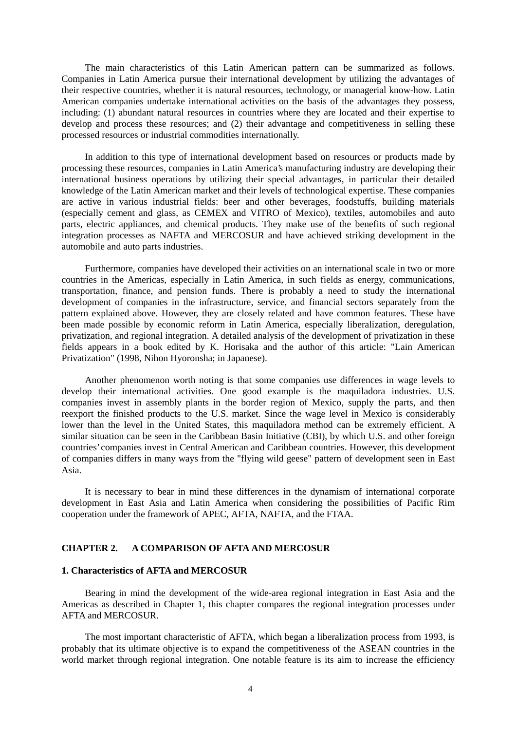The main characteristics of this Latin American pattern can be summarized as follows. Companies in Latin America pursue their international development by utilizing the advantages of their respective countries, whether it is natural resources, technology, or managerial know-how. Latin American companies undertake international activities on the basis of the advantages they possess, including: (1) abundant natural resources in countries where they are located and their expertise to develop and process these resources; and (2) their advantage and competitiveness in selling these processed resources or industrial commodities internationally.

In addition to this type of international development based on resources or products made by processing these resources, companies in Latin America's manufacturing industry are developing their international business operations by utilizing their special advantages, in particular their detailed knowledge of the Latin American market and their levels of technological expertise. These companies are active in various industrial fields: beer and other beverages, foodstuffs, building materials (especially cement and glass, as CEMEX and VITRO of Mexico), textiles, automobiles and auto parts, electric appliances, and chemical products. They make use of the benefits of such regional integration processes as NAFTA and MERCOSUR and have achieved striking development in the automobile and auto parts industries.

Furthermore, companies have developed their activities on an international scale in two or more countries in the Americas, especially in Latin America, in such fields as energy, communications, transportation, finance, and pension funds. There is probably a need to study the international development of companies in the infrastructure, service, and financial sectors separately from the pattern explained above. However, they are closely related and have common features. These have been made possible by economic reform in Latin America, especially liberalization, deregulation, privatization, and regional integration. A detailed analysis of the development of privatization in these fields appears in a book edited by K. Horisaka and the author of this article: "Lain American Privatization" (1998, Nihon Hyoronsha; in Japanese).

Another phenomenon worth noting is that some companies use differences in wage levels to develop their international activities. One good example is the maquiladora industries. U.S. companies invest in assembly plants in the border region of Mexico, supply the parts, and then reexport the finished products to the U.S. market. Since the wage level in Mexico is considerably lower than the level in the United States, this maquiladora method can be extremely efficient. A similar situation can be seen in the Caribbean Basin Initiative (CBI), by which U.S. and other foreign countries' companies invest in Central American and Caribbean countries. However, this development of companies differs in many ways from the "flying wild geese" pattern of development seen in East Asia.

It is necessary to bear in mind these differences in the dynamism of international corporate development in East Asia and Latin America when considering the possibilities of Pacific Rim cooperation under the framework of APEC, AFTA, NAFTA, and the FTAA.

## CHAPTER 2. A COMPARISON OF AFTA AND MERCOSUR

### 1. Characteristics of AFTA and MERCOSUR

Bearing in mind the development of the wide-area regional integration in East Asia and the Americas as described in Chapter 1, this chapter compares the regional integration processes under AFTA and MERCOSUR.

The most important characteristic of AFTA, which began a liberalization process from 1993, is probably that its ultimate objective is to expand the competitiveness of the ASEAN countries in the world market through regional integration. One notable feature is its aim to increase the efficiency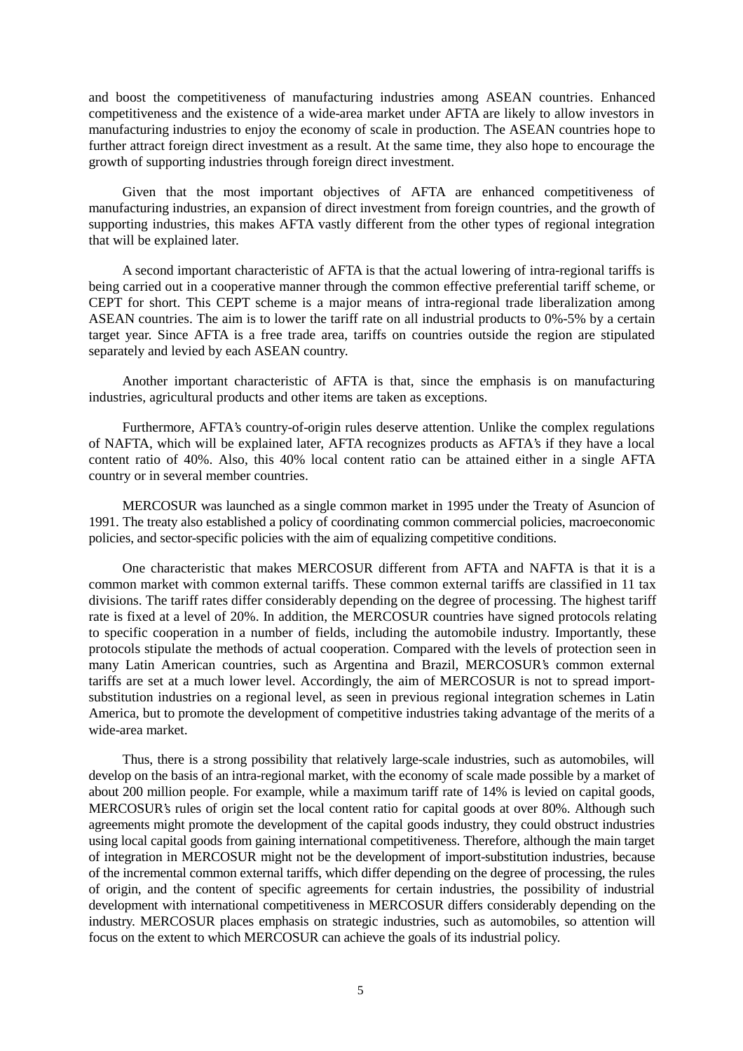and boost the competitiveness of manufacturing industries among ASEAN countries. Enhanced competitiveness and the existence of a wide-area market under AFTA are likely to allow investors in manufacturing industries to enjoy the economy of scale in production. The ASEAN countries hope to further attract foreign direct investment as a result. At the same time, they also hope to encourage the growth of supporting industries through foreign direct investment.

Given that the most important objectives of AFTA are enhanced competitiveness of manufacturing industries, an expansion of direct investment from foreign countries, and the growth of supporting industries, this makes AFTA vastly different from the other types of regional integration that will be explained later.

A second important characteristic of AFTA is that the actual lowering of intra-regional tariffs is being carried out in a cooperative manner through the common effective preferential tariff scheme, or CEPT for short. This CEPT scheme is a major means of intra-regional trade liberalization among ASEAN countries. The aim is to lower the tariff rate on all industrial products to 0%-5% by a certain target year. Since AFTA is a free trade area, tariffs on countries outside the region are stipulated separately and levied by each ASEAN country.

Another important characteristic of AFTA is that, since the emphasis is on manufacturing industries, agricultural products and other items are taken as exceptions.

Furthermore, AFTA's country-of-origin rules deserve attention. Unlike the complex regulations of NAFTA, which will be explained later, AFTA recognizes products as AFTA's if they have a local content ratio of 40%. Also, this 40% local content ratio can be attained either in a single AFTA country or in several member countries.

MERCOSUR was launched as a single common market in 1995 under the Treaty of Asuncion of 1991. The treaty also established a policy of coordinating common commercial policies, macroeconomic policies, and sector-specific policies with the aim of equalizing competitive conditions.

One characteristic that makes MERCOSUR different from AFTA and NAFTA is that it is a common market with common external tariffs. These common external tariffs are classified in 11 tax divisions. The tariff rates differ considerably depending on the degree of processing. The highest tariff rate is fixed at a level of 20%. In addition, the MERCOSUR countries have signed protocols relating to specific cooperation in a number of fields, including the automobile industry. Importantly, these protocols stipulate the methods of actual cooperation. Compared with the levels of protection seen in many Latin American countries, such as Argentina and Brazil, MERCOSUR's common external tariffs are set at a much lower level. Accordingly, the aim of MERCOSUR is not to spread import-substitution industries on a regional level, as seen in previous regional integration schemes in Latin America, but to promote the development of competitive industries taking advantage of the merits of a wide-area market.

Thus, there is a strong possibility that relatively large-scale industries, such as automobiles, will develop on the basis of an intra-regional market, with the economy of scale made possible by a market of about 200 million people. For example, while a maximum tariff rate of 14% is levied on capital goods, MERCOSUR's rules of origin set the local content ratio for capital goods at over 80%. Although such agreements might promote the development of the capital goods industry, they could obstruct industries using local capital goods from gaining international competitiveness. Therefore, although the main target of integration in MERCOSUR might not be the development of import-substitution industries, because of the incremental common external tariffs, which differ depending on the degree of processing, the rules of origin, and the content of specific agreements for certain industries, the possibility of industrial development with international competitiveness in MERCOSUR differs considerably depending on the industry. MERCOSUR places emphasis on strategic industries, such as automobiles, so attention will focus on the extent to which MERCOSUR can achieve the goals of its industrial policy.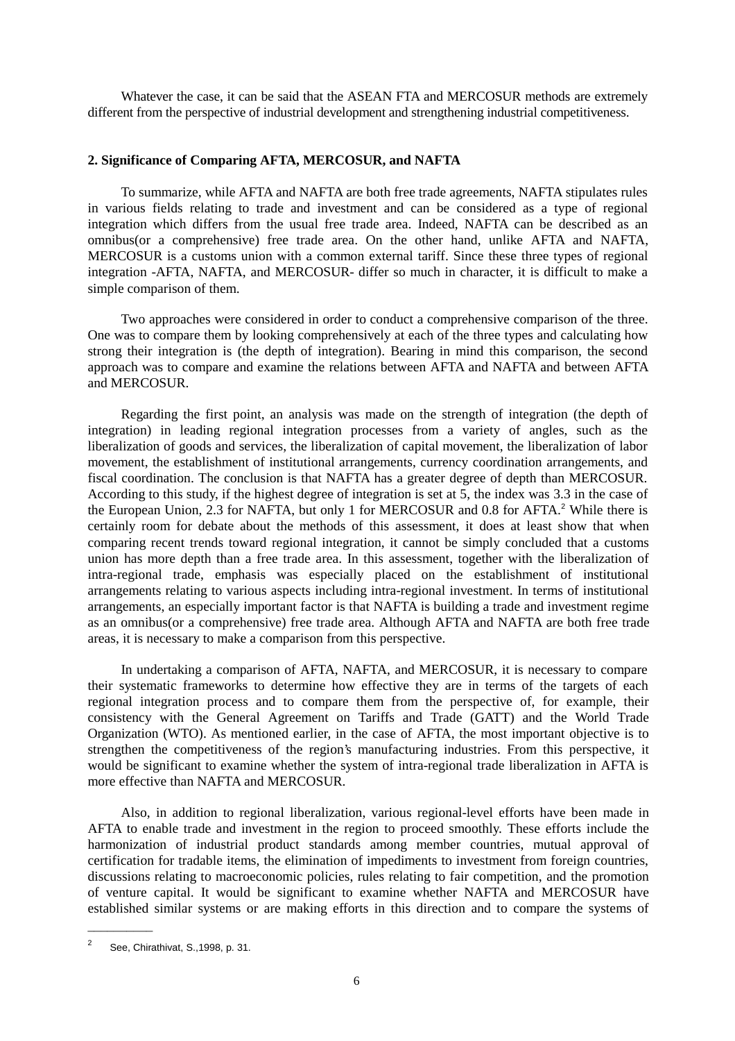Whatever the case, it can be said that the ASEAN FTA and MERCOSUR methods are extremely different from the perspective of industrial development and strengthening industrial competitiveness.

## 2. Significance of Comparing AFTA, MERCOSUR, and NAFTA

To summarize, while AFTA and NAFTA are both free trade agreements, NAFTA stipulates rules in various fields relating to trade and investment and can be considered as a type of regional integration which differs from the usual free trade area. Indeed, NAFTA can be described as an omnibus(or a comprehensive) free trade area. On the other hand, unlike AFTA and NAFTA, MERCOSUR is a customs union with a common external tariff. Since these three types of regional integration -AFTA, NAFTA, and MERCOSUR- differ so much in character, it is difficult to make a simple comparison of them.

Two approaches were considered in order to conduct a comprehensive comparison of the three. One was to compare them by looking comprehensively at each of the three types and calculating how strong their integration is (the depth of integration). Bearing in mind this comparison, the second approach was to compare and examine the relations between AFTA and NAFTA and between AFTA and MERCOSUR.

Regarding the first point, an analysis was made on the strength of integration (the depth of integration) in leading regional integration processes from a variety of angles, such as the liberalization of goods and services, the liberalization of capital movement, the liberalization of labor movement, the establishment of institutional arrangements, currency coordination arrangements, and fiscal coordination. The conclusion is that NAFTA has a greater degree of depth than MERCOSUR. According to this study, if the highest degree of integration is set at 5, the index was 3.3 in the case of the European Union, 2.3 for NAFTA, but only 1 for MERCOSUR and 0.8 for AFTA.[2] While there is certainly room for debate about the methods of this assessment, it does at least show that when comparing recent trends toward regional integration, it cannot be simply concluded that a customs union has more depth than a free trade area. In this assessment, together with the liberalization of intra-regional trade, emphasis was especially placed on the establishment of institutional arrangements relating to various aspects including intra-regional investment. In terms of institutional arrangements, an especially important factor is that NAFTA is building a trade and investment regime as an omnibus(or a comprehensive) free trade area. Although AFTA and NAFTA are both free trade areas, it is necessary to make a comparison from this perspective.

In undertaking a comparison of AFTA, NAFTA, and MERCOSUR, it is necessary to compare their systematic frameworks to determine how effective they are in terms of the targets of each regional integration process and to compare them from the perspective of, for example, their consistency with the General Agreement on Tariffs and Trade (GATT) and the World Trade Organization (WTO). As mentioned earlier, in the case of AFTA, the most important objective is to strengthen the competitiveness of the region's manufacturing industries. From this perspective, it would be significant to examine whether the system of intra-regional trade liberalization in AFTA is more effective than NAFTA and MERCOSUR.

Also, in addition to regional liberalization, various regional-level efforts have been made in AFTA to enable trade and investment in the region to proceed smoothly. These efforts include the harmonization of industrial product standards among member countries, mutual approval of certification for tradable items, the elimination of impediments to investment from foreign countries, discussions relating to macroeconomic policies, rules relating to fair competition, and the promotion of venture capital. It would be significant to examine whether NAFTA and MERCOSUR have established similar systems or are making efforts in this direction and to compare the systems of

---

[2] See, Chirathivat, S.,1998, p. 31.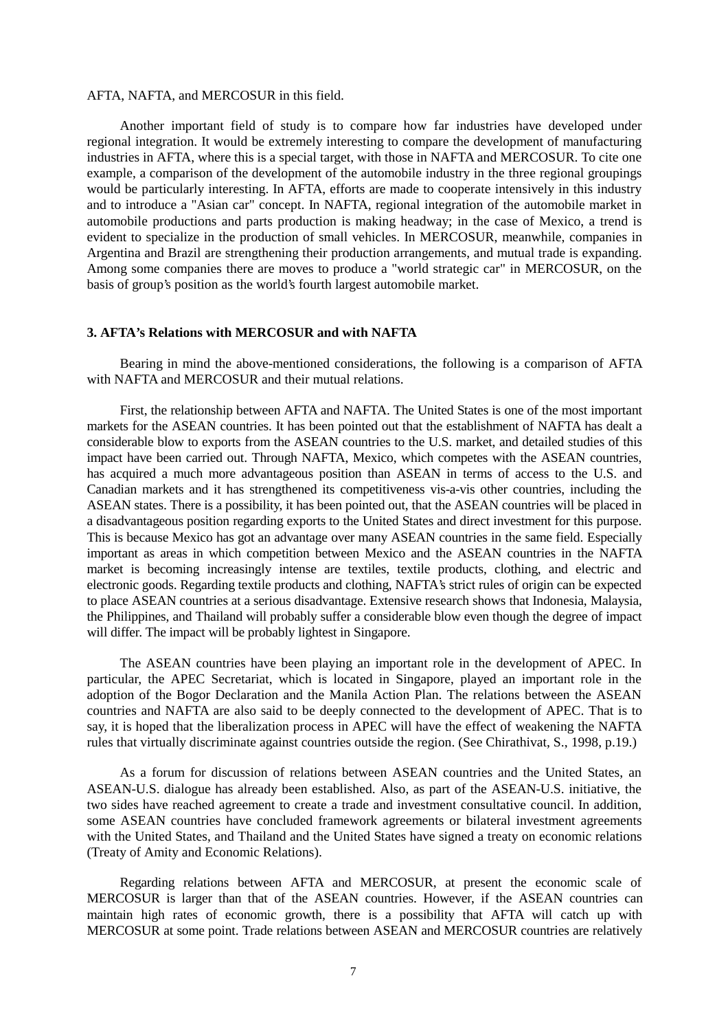AFTA, NAFTA, and MERCOSUR in this field.

Another important field of study is to compare how far industries have developed under regional integration. It would be extremely interesting to compare the development of manufacturing industries in AFTA, where this is a special target, with those in NAFTA and MERCOSUR. To cite one example, a comparison of the development of the automobile industry in the three regional groupings would be particularly interesting. In AFTA, efforts are made to cooperate intensively in this industry and to introduce a "Asian car" concept. In NAFTA, regional integration of the automobile market in automobile productions and parts production is making headway; in the case of Mexico, a trend is evident to specialize in the production of small vehicles. In MERCOSUR, meanwhile, companies in Argentina and Brazil are strengthening their production arrangements, and mutual trade is expanding. Among some companies there are moves to produce a "world strategic car" in MERCOSUR, on the basis of group's position as the world's fourth largest automobile market.

### 3. AFTA's Relations with MERCOSUR and with NAFTA

Bearing in mind the above-mentioned considerations, the following is a comparison of AFTA with NAFTA and MERCOSUR and their mutual relations.

First, the relationship between AFTA and NAFTA. The United States is one of the most important markets for the ASEAN countries. It has been pointed out that the establishment of NAFTA has dealt a considerable blow to exports from the ASEAN countries to the U.S. market, and detailed studies of this impact have been carried out. Through NAFTA, Mexico, which competes with the ASEAN countries, has acquired a much more advantageous position than ASEAN in terms of access to the U.S. and Canadian markets and it has strengthened its competitiveness vis-a-vis other countries, including the ASEAN states. There is a possibility, it has been pointed out, that the ASEAN countries will be placed in a disadvantageous position regarding exports to the United States and direct investment for this purpose. This is because Mexico has got an advantage over many ASEAN countries in the same field. Especially important as areas in which competition between Mexico and the ASEAN countries in the NAFTA market is becoming increasingly intense are textiles, textile products, clothing, and electric and electronic goods. Regarding textile products and clothing, NAFTA's strict rules of origin can be expected to place ASEAN countries at a serious disadvantage. Extensive research shows that Indonesia, Malaysia, the Philippines, and Thailand will probably suffer a considerable blow even though the degree of impact will differ. The impact will be probably lightest in Singapore.

The ASEAN countries have been playing an important role in the development of APEC. In particular, the APEC Secretariat, which is located in Singapore, played an important role in the adoption of the Bogor Declaration and the Manila Action Plan. The relations between the ASEAN countries and NAFTA are also said to be deeply connected to the development of APEC. That is to say, it is hoped that the liberalization process in APEC will have the effect of weakening the NAFTA rules that virtually discriminate against countries outside the region. (See Chirathivat, S., 1998, p.19.)

As a forum for discussion of relations between ASEAN countries and the United States, an ASEAN-U.S. dialogue has already been established. Also, as part of the ASEAN-U.S. initiative, the two sides have reached agreement to create a trade and investment consultative council. In addition, some ASEAN countries have concluded framework agreements or bilateral investment agreements with the United States, and Thailand and the United States have signed a treaty on economic relations (Treaty of Amity and Economic Relations).

Regarding relations between AFTA and MERCOSUR, at present the economic scale of MERCOSUR is larger than that of the ASEAN countries. However, if the ASEAN countries can maintain high rates of economic growth, there is a possibility that AFTA will catch up with MERCOSUR at some point. Trade relations between ASEAN and MERCOSUR countries are relatively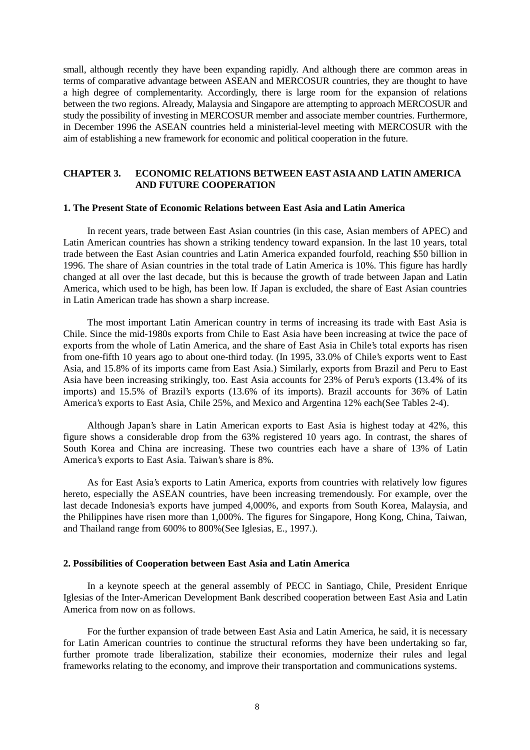small, although recently they have been expanding rapidly. And although there are common areas in terms of comparative advantage between ASEAN and MERCOSUR countries, they are thought to have a high degree of complementarity. Accordingly, there is large room for the expansion of relations between the two regions. Already, Malaysia and Singapore are attempting to approach MERCOSUR and study the possibility of investing in MERCOSUR member and associate member countries. Furthermore, in December 1996 the ASEAN countries held a ministerial-level meeting with MERCOSUR with the aim of establishing a new framework for economic and political cooperation in the future.

## CHAPTER 3. ECONOMIC RELATIONS BETWEEN EAST ASIA AND LATIN AMERICA AND FUTURE COOPERATION

### 1. The Present State of Economic Relations between East Asia and Latin America

In recent years, trade between East Asian countries (in this case, Asian members of APEC) and Latin American countries has shown a striking tendency toward expansion. In the last 10 years, total trade between the East Asian countries and Latin America expanded fourfold, reaching $50 billion in 1996. The share of Asian countries in the total trade of Latin America is 10%. This figure has hardly changed at all over the last decade, but this is because the growth of trade between Japan and Latin America, which used to be high, has been low. If Japan is excluded, the share of East Asian countries in Latin American trade has shown a sharp increase.

The most important Latin American country in terms of increasing its trade with East Asia is Chile. Since the mid-1980s exports from Chile to East Asia have been increasing at twice the pace of exports from the whole of Latin America, and the share of East Asia in Chile's total exports has risen from one-fifth 10 years ago to about one-third today. (In 1995, 33.0% of Chile's exports went to East Asia, and 15.8% of its imports came from East Asia.) Similarly, exports from Brazil and Peru to East Asia have been increasing strikingly, too. East Asia accounts for 23% of Peru's exports (13.4% of its imports) and 15.5% of Brazil's exports (13.6% of its imports). Brazil accounts for 36% of Latin America's exports to East Asia, Chile 25%, and Mexico and Argentina 12% each(See Tables 2-4).

Although Japan's share in Latin American exports to East Asia is highest today at 42%, this figure shows a considerable drop from the 63% registered 10 years ago. In contrast, the shares of South Korea and China are increasing. These two countries each have a share of 13% of Latin America's exports to East Asia. Taiwan's share is 8%.

As for East Asia's exports to Latin America, exports from countries with relatively low figures hereto, especially the ASEAN countries, have been increasing tremendously. For example, over the last decade Indonesia's exports have jumped 4,000%, and exports from South Korea, Malaysia, and the Philippines have risen more than 1,000%. The figures for Singapore, Hong Kong, China, Taiwan, and Thailand range from 600% to 800%(See Iglesias, E., 1997.).

### 2. Possibilities of Cooperation between East Asia and Latin America

In a keynote speech at the general assembly of PECC in Santiago, Chile, President Enrique Iglesias of the Inter-American Development Bank described cooperation between East Asia and Latin America from now on as follows.

For the further expansion of trade between East Asia and Latin America, he said, it is necessary for Latin American countries to continue the structural reforms they have been undertaking so far, further promote trade liberalization, stabilize their economies, modernize their rules and legal frameworks relating to the economy, and improve their transportation and communications systems.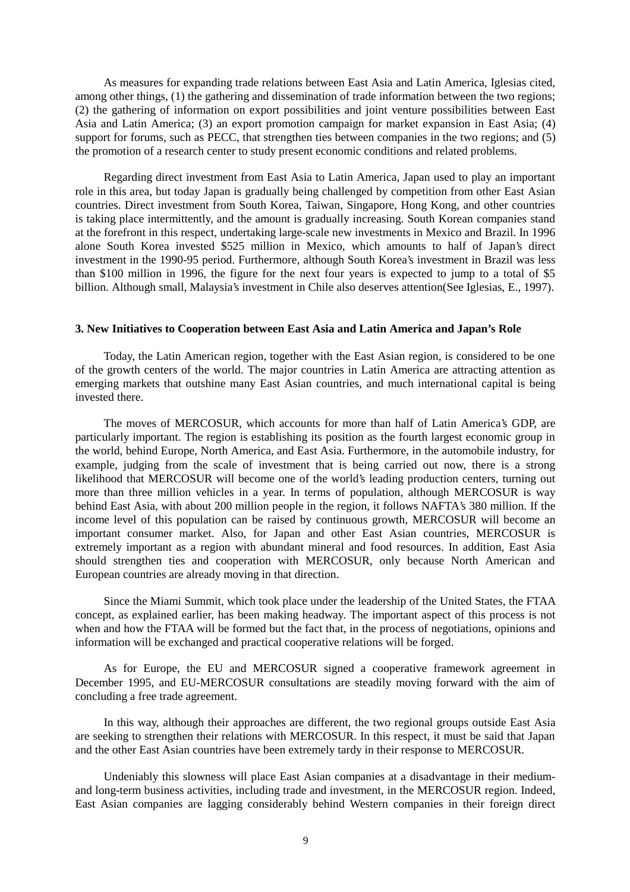As measures for expanding trade relations between East Asia and Latin America, Iglesias cited, among other things, (1) the gathering and dissemination of trade information between the two regions; (2) the gathering of information on export possibilities and joint venture possibilities between East Asia and Latin America; (3) an export promotion campaign for market expansion in East Asia; (4) support for forums, such as PECC, that strengthen ties between companies in the two regions; and (5) the promotion of a research center to study present economic conditions and related problems.

Regarding direct investment from East Asia to Latin America, Japan used to play an important role in this area, but today Japan is gradually being challenged by competition from other East Asian countries. Direct investment from South Korea, Taiwan, Singapore, Hong Kong, and other countries is taking place intermittently, and the amount is gradually increasing. South Korean companies stand at the forefront in this respect, undertaking large-scale new investments in Mexico and Brazil. In 1996 alone South Korea invested \$525 million in Mexico, which amounts to half of Japan's direct investment in the 1990-95 period. Furthermore, although South Korea's investment in Brazil was less than \$100 million in 1996, the figure for the next four years is expected to jump to a total of \$5 billion. Although small, Malaysia's investment in Chile also deserves attention(See Iglesias, E., 1997).

### 3. New Initiatives to Cooperation between East Asia and Latin America and Japan's Role

Today, the Latin American region, together with the East Asian region, is considered to be one of the growth centers of the world. The major countries in Latin America are attracting attention as emerging markets that outshine many East Asian countries, and much international capital is being invested there.

The moves of MERCOSUR, which accounts for more than half of Latin America's GDP, are particularly important. The region is establishing its position as the fourth largest economic group in the world, behind Europe, North America, and East Asia. Furthermore, in the automobile industry, for example, judging from the scale of investment that is being carried out now, there is a strong likelihood that MERCOSUR will become one of the world's leading production centers, turning out more than three million vehicles in a year. In terms of population, although MERCOSUR is way behind East Asia, with about 200 million people in the region, it follows NAFTA's 380 million. If the income level of this population can be raised by continuous growth, MERCOSUR will become an important consumer market. Also, for Japan and other East Asian countries, MERCOSUR is extremely important as a region with abundant mineral and food resources. In addition, East Asia should strengthen ties and cooperation with MERCOSUR, only because North American and European countries are already moving in that direction.

Since the Miami Summit, which took place under the leadership of the United States, the FTAA concept, as explained earlier, has been making headway. The important aspect of this process is not when and how the FTAA will be formed but the fact that, in the process of negotiations, opinions and information will be exchanged and practical cooperative relations will be forged.

As for Europe, the EU and MERCOSUR signed a cooperative framework agreement in December 1995, and EU-MERCOSUR consultations are steadily moving forward with the aim of concluding a free trade agreement.

In this way, although their approaches are different, the two regional groups outside East Asia are seeking to strengthen their relations with MERCOSUR. In this respect, it must be said that Japan and the other East Asian countries have been extremely tardy in their response to MERCOSUR.

Undeniably this slowness will place East Asian companies at a disadvantage in their medium- and long-term business activities, including trade and investment, in the MERCOSUR region. Indeed, East Asian companies are lagging considerably behind Western companies in their foreign direct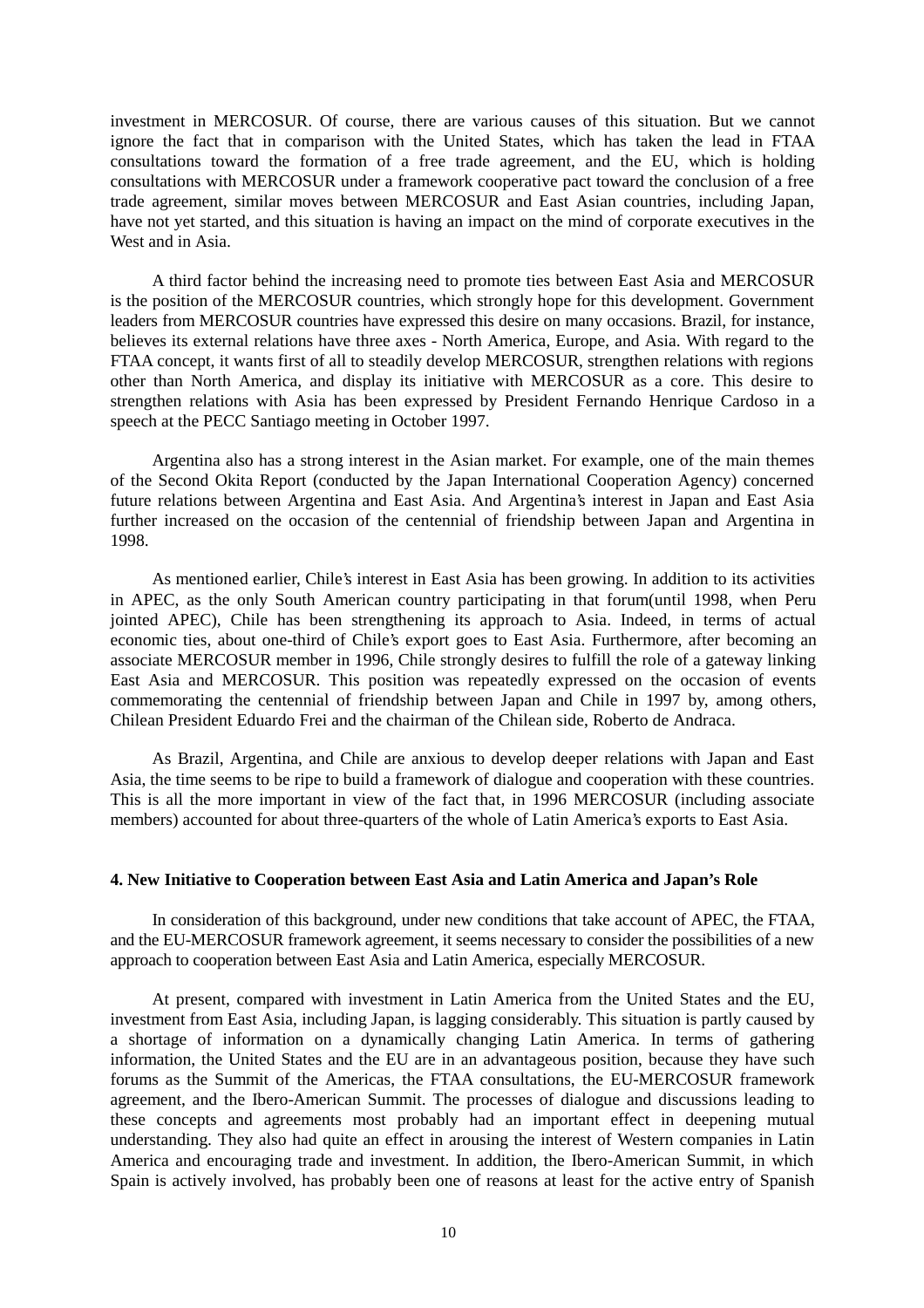investment in MERCOSUR. Of course, there are various causes of this situation. But we cannot ignore the fact that in comparison with the United States, which has taken the lead in FTAA consultations toward the formation of a free trade agreement, and the EU, which is holding consultations with MERCOSUR under a framework cooperative pact toward the conclusion of a free trade agreement, similar moves between MERCOSUR and East Asian countries, including Japan, have not yet started, and this situation is having an impact on the mind of corporate executives in the West and in Asia.

A third factor behind the increasing need to promote ties between East Asia and MERCOSUR is the position of the MERCOSUR countries, which strongly hope for this development. Government leaders from MERCOSUR countries have expressed this desire on many occasions. Brazil, for instance, believes its external relations have three axes - North America, Europe, and Asia. With regard to the FTAA concept, it wants first of all to steadily develop MERCOSUR, strengthen relations with regions other than North America, and display its initiative with MERCOSUR as a core. This desire to strengthen relations with Asia has been expressed by President Fernando Henrique Cardoso in a speech at the PECC Santiago meeting in October 1997.

Argentina also has a strong interest in the Asian market. For example, one of the main themes of the Second Okita Report (conducted by the Japan International Cooperation Agency) concerned future relations between Argentina and East Asia. And Argentina's interest in Japan and East Asia further increased on the occasion of the centennial of friendship between Japan and Argentina in 1998.

As mentioned earlier, Chile's interest in East Asia has been growing. In addition to its activities in APEC, as the only South American country participating in that forum(until 1998, when Peru jointed APEC), Chile has been strengthening its approach to Asia. Indeed, in terms of actual economic ties, about one-third of Chile's export goes to East Asia. Furthermore, after becoming an associate MERCOSUR member in 1996, Chile strongly desires to fulfill the role of a gateway linking East Asia and MERCOSUR. This position was repeatedly expressed on the occasion of events commemorating the centennial of friendship between Japan and Chile in 1997 by, among others, Chilean President Eduardo Frei and the chairman of the Chilean side, Roberto de Andraca.

As Brazil, Argentina, and Chile are anxious to develop deeper relations with Japan and East Asia, the time seems to be ripe to build a framework of dialogue and cooperation with these countries. This is all the more important in view of the fact that, in 1996 MERCOSUR (including associate members) accounted for about three-quarters of the whole of Latin America's exports to East Asia.

## 4. New Initiative to Cooperation between East Asia and Latin America and Japan's Role

In consideration of this background, under new conditions that take account of APEC, the FTAA, and the EU-MERCOSUR framework agreement, it seems necessary to consider the possibilities of a new approach to cooperation between East Asia and Latin America, especially MERCOSUR.

At present, compared with investment in Latin America from the United States and the EU, investment from East Asia, including Japan, is lagging considerably. This situation is partly caused by a shortage of information on a dynamically changing Latin America. In terms of gathering information, the United States and the EU are in an advantageous position, because they have such forums as the Summit of the Americas, the FTAA consultations, the EU-MERCOSUR framework agreement, and the Ibero-American Summit. The processes of dialogue and discussions leading to these concepts and agreements most probably had an important effect in deepening mutual understanding. They also had quite an effect in arousing the interest of Western companies in Latin America and encouraging trade and investment. In addition, the Ibero-American Summit, in which Spain is actively involved, has probably been one of reasons at least for the active entry of Spanish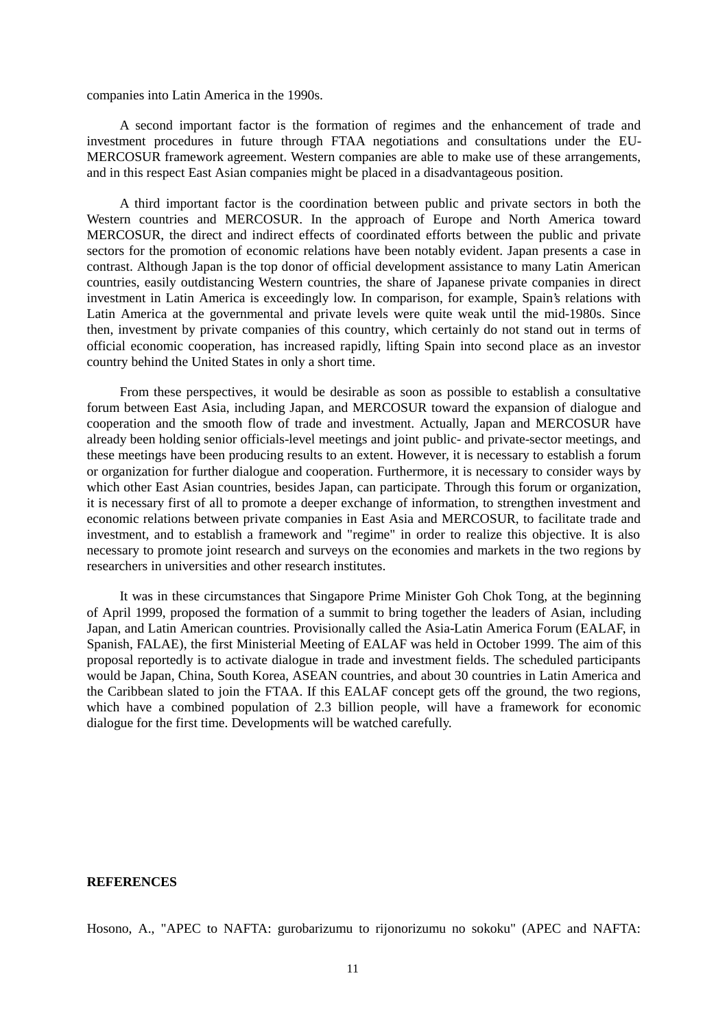companies into Latin America in the 1990s.

A second important factor is the formation of regimes and the enhancement of trade and investment procedures in future through FTAA negotiations and consultations under the EU-MERCOSUR framework agreement. Western companies are able to make use of these arrangements, and in this respect East Asian companies might be placed in a disadvantageous position.

A third important factor is the coordination between public and private sectors in both the Western countries and MERCOSUR. In the approach of Europe and North America toward MERCOSUR, the direct and indirect effects of coordinated efforts between the public and private sectors for the promotion of economic relations have been notably evident. Japan presents a case in contrast. Although Japan is the top donor of official development assistance to many Latin American countries, easily outdistancing Western countries, the share of Japanese private companies in direct investment in Latin America is exceedingly low. In comparison, for example, Spain's relations with Latin America at the governmental and private levels were quite weak until the mid-1980s. Since then, investment by private companies of this country, which certainly do not stand out in terms of official economic cooperation, has increased rapidly, lifting Spain into second place as an investor country behind the United States in only a short time.

From these perspectives, it would be desirable as soon as possible to establish a consultative forum between East Asia, including Japan, and MERCOSUR toward the expansion of dialogue and cooperation and the smooth flow of trade and investment. Actually, Japan and MERCOSUR have already been holding senior officials-level meetings and joint public- and private-sector meetings, and these meetings have been producing results to an extent. However, it is necessary to establish a forum or organization for further dialogue and cooperation. Furthermore, it is necessary to consider ways by which other East Asian countries, besides Japan, can participate. Through this forum or organization, it is necessary first of all to promote a deeper exchange of information, to strengthen investment and economic relations between private companies in East Asia and MERCOSUR, to facilitate trade and investment, and to establish a framework and "regime" in order to realize this objective. It is also necessary to promote joint research and surveys on the economies and markets in the two regions by researchers in universities and other research institutes.

It was in these circumstances that Singapore Prime Minister Goh Chok Tong, at the beginning of April 1999, proposed the formation of a summit to bring together the leaders of Asian, including Japan, and Latin American countries. Provisionally called the Asia-Latin America Forum (EALAF, in Spanish, FALAE), the first Ministerial Meeting of EALAF was held in October 1999. The aim of this proposal reportedly is to activate dialogue in trade and investment fields. The scheduled participants would be Japan, China, South Korea, ASEAN countries, and about 30 countries in Latin America and the Caribbean slated to join the FTAA. If this EALAF concept gets off the ground, the two regions, which have a combined population of 2.3 billion people, will have a framework for economic dialogue for the first time. Developments will be watched carefully.

## REFERENCES

Hosono, A., "APEC to NAFTA: gurobarizumu to rijonorizumu no sokoku" (APEC and NAFTA: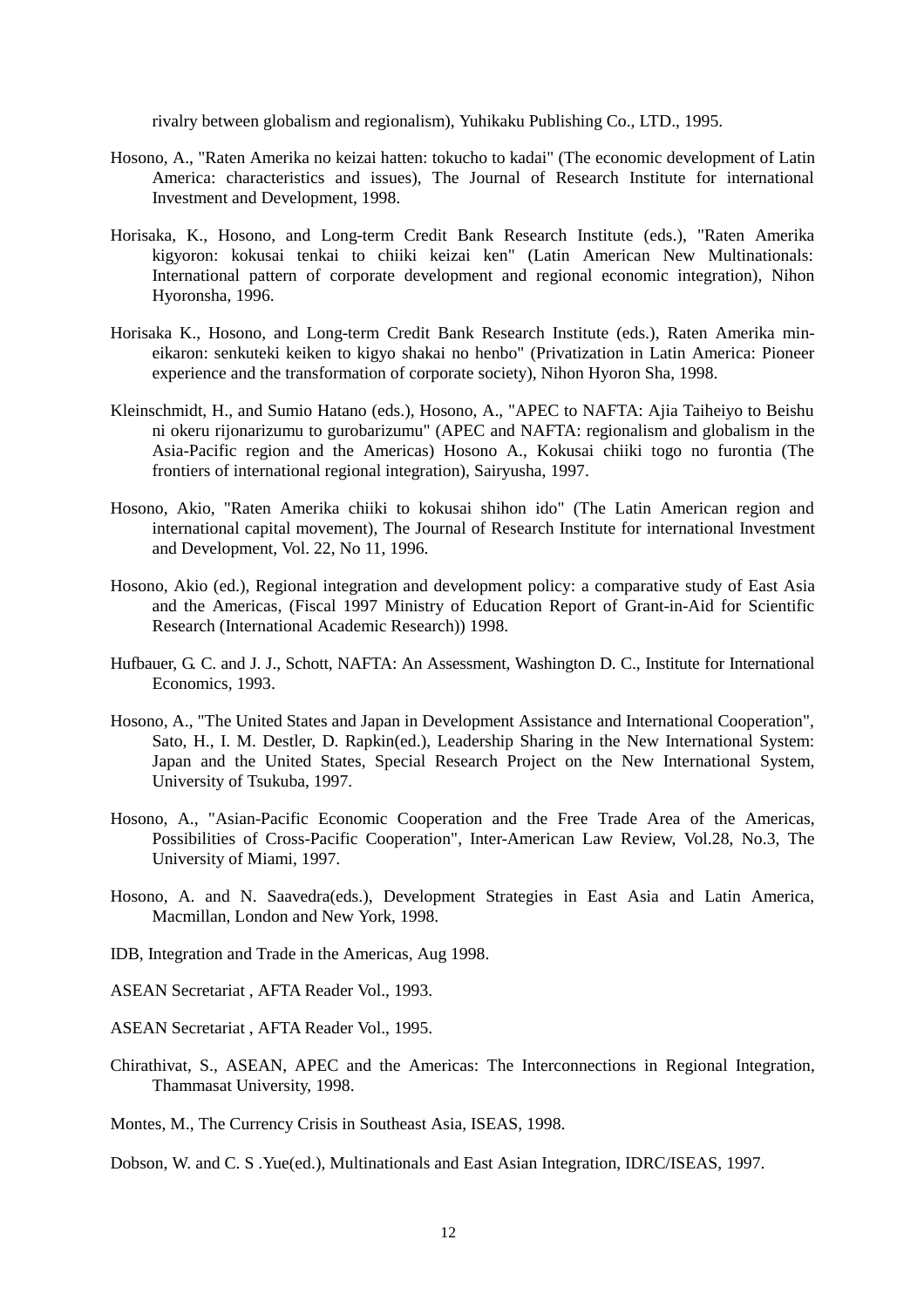rivalry between globalism and regionalism), Yuhikaku Publishing Co., LTD., 1995.

Hosono, A., "Raten Amerika no keizai hatten: tokucho to kadai" (The economic development of Latin America: characteristics and issues), The Journal of Research Institute for international Investment and Development, 1998.

Horisaka, K., Hosono, and Long-term Credit Bank Research Institute (eds.), "Raten Amerika kigyoron: kokusai tenkai to chiiki keizai ken" (Latin American New Multinationals: International pattern of corporate development and regional economic integration), Nihon Hyoronsha, 1996.

Horisaka K., Hosono, and Long-term Credit Bank Research Institute (eds.), Raten Amerika min-eikaron: senkuteki keiken to kigyo shakai no henbo" (Privatization in Latin America: Pioneer experience and the transformation of corporate society), Nihon Hyoron Sha, 1998.

Kleinschmidt, H., and Sumio Hatano (eds.), Hosono, A., "APEC to NAFTA: Ajia Taiheiyo to Beishu ni okeru rijonarizumu to gurobarizumu" (APEC and NAFTA: regionalism and globalism in the Asia-Pacific region and the Americas) Hosono A., Kokusai chiiki togo no furontia (The frontiers of international regional integration), Sairyusha, 1997.

Hosono, Akio, "Raten Amerika chiiki to kokusai shihon ido" (The Latin American region and international capital movement), The Journal of Research Institute for international Investment and Development, Vol. 22, No 11, 1996.

Hosono, Akio (ed.), Regional integration and development policy: a comparative study of East Asia and the Americas, (Fiscal 1997 Ministry of Education Report of Grant-in-Aid for Scientific Research (International Academic Research)) 1998.

Hufbauer, G. C. and J. J., Schott, NAFTA: An Assessment, Washington D. C., Institute for International Economics, 1993.

Hosono, A., "The United States and Japan in Development Assistance and International Cooperation", Sato, H., I. M. Destler, D. Rapkin(ed.), Leadership Sharing in the New International System: Japan and the United States, Special Research Project on the New International System, University of Tsukuba, 1997.

Hosono, A., "Asian-Pacific Economic Cooperation and the Free Trade Area of the Americas, Possibilities of Cross-Pacific Cooperation", Inter-American Law Review, Vol.28, No.3, The University of Miami, 1997.

Hosono, A. and N. Saavedra(eds.), Development Strategies in East Asia and Latin America, Macmillan, London and New York, 1998.

IDB, Integration and Trade in the Americas, Aug 1998.

ASEAN Secretariat , AFTA Reader Vol., 1993.

ASEAN Secretariat , AFTA Reader Vol., 1995.

Chirathivat, S., ASEAN, APEC and the Americas: The Interconnections in Regional Integration, Thammasat University, 1998.

Montes, M., The Currency Crisis in Southeast Asia, ISEAS, 1998.

Dobson, W. and C. S .Yue(ed.), Multinationals and East Asian Integration, IDRC/ISEAS, 1997.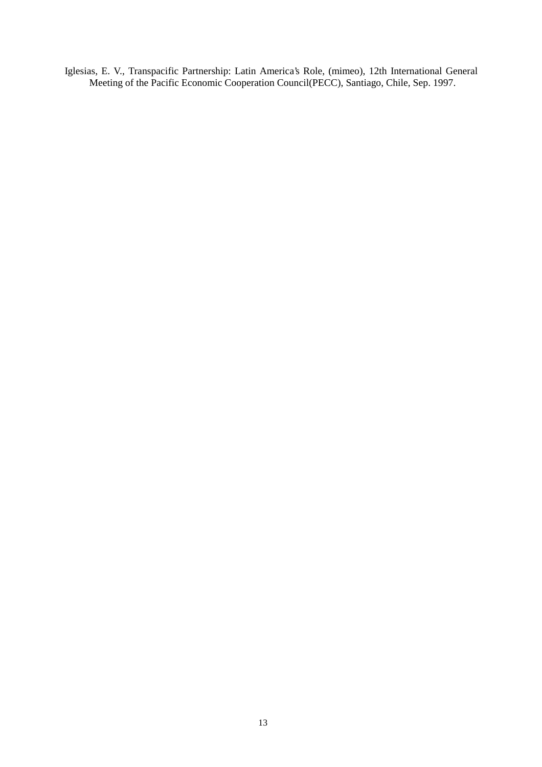Iglesias, E. V., Transpacific Partnership: Latin America's Role, (mimeo), 12th International General Meeting of the Pacific Economic Cooperation Council(PECC), Santiago, Chile, Sep. 1997.